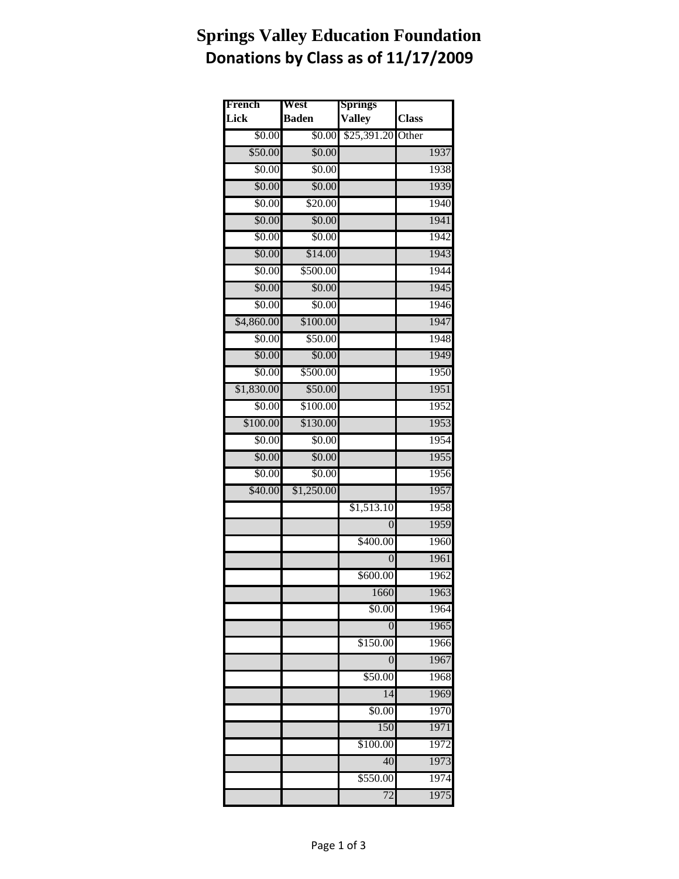# Springs Valley Education Foundation

## Donations by Class as of 11/17/2009

| French Lick | West Baden | Springs Valley | Class |
|---|---|---|---|
| $0.00 | $0.00 | $25,391.20 | Other |
| $50.00 | $0.00 | | 1937 |
| $0.00 | $0.00 | | 1938 |
| $0.00 | $0.00 | | 1939 |
| $0.00 | $20.00 | | 1940 |
| $0.00 | $0.00 | | 1941 |
| $0.00 | $0.00 | | 1942 |
| $0.00 | $14.00 | | 1943 |
| $0.00 | $500.00 | | 1944 |
| $0.00 | $0.00 | | 1945 |
| $0.00 | $0.00 | | 1946 |
| $4,860.00 | $100.00 | | 1947 |
| $0.00 | $50.00 | | 1948 |
| $0.00 | $0.00 | | 1949 |
| $0.00 | $500.00 | | 1950 |
| $1,830.00 | $50.00 | | 1951 |
| $0.00 | $100.00 | | 1952 |
| $100.00 | $130.00 | | 1953 |
| $0.00 | $0.00 | | 1954 |
| $0.00 | $0.00 | | 1955 |
| $0.00 | $0.00 | | 1956 |
| $40.00 | $1,250.00 | | 1957 |
| | | $1,513.10 | 1958 |
| | | 0 | 1959 |
| | | $400.00 | 1960 |
| | | 0 | 1961 |
| | | $600.00 | 1962 |
| | | 1660 | 1963 |
| | | $0.00 | 1964 |
| | | 0 | 1965 |
| | | $150.00 | 1966 |
| | | 0 | 1967 |
| | | $50.00 | 1968 |
| | | 14 | 1969 |
| | | $0.00 | 1970 |
| | | 150 | 1971 |
| | | $100.00 | 1972 |
| | | 40 | 1973 |
| | | $550.00 | 1974 |
| | | 72 | 1975 |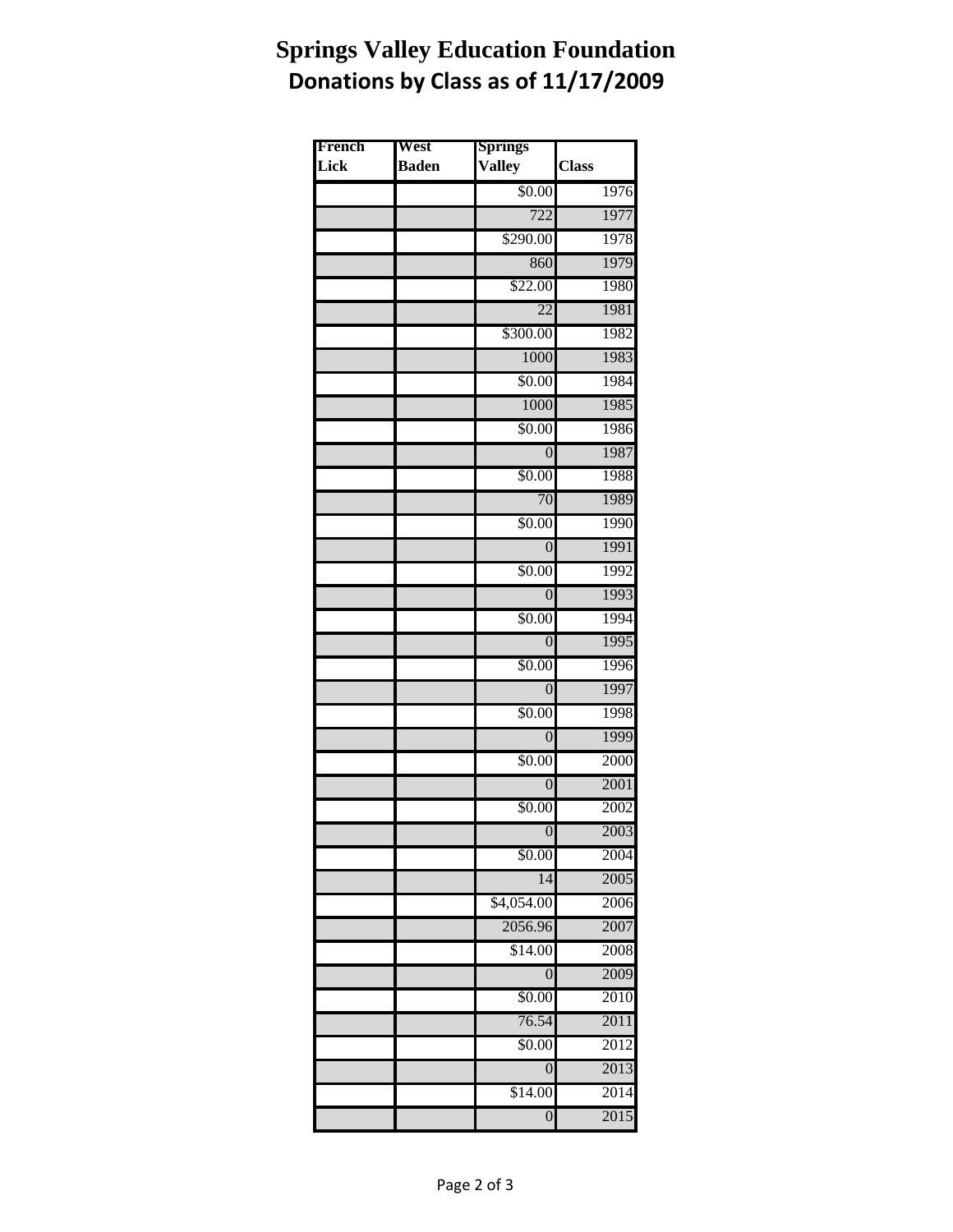# Springs Valley Education Foundation

## Donations by Class as of 11/17/2009

| French Lick | West Baden | Springs Valley | Class |
|---|---|---|---|
| | | $0.00 | 1976 |
| | | 722 | 1977 |
| | | $290.00 | 1978 |
| | | 860 | 1979 |
| | | $22.00 | 1980 |
| | | 22 | 1981 |
| | | $300.00 | 1982 |
| | | 1000 | 1983 |
| | | $0.00 | 1984 |
| | | 1000 | 1985 |
| | | $0.00 | 1986 |
| | | 0 | 1987 |
| | | $0.00 | 1988 |
| | | 70 | 1989 |
| | | $0.00 | 1990 |
| | | 0 | 1991 |
| | | $0.00 | 1992 |
| | | 0 | 1993 |
| | | $0.00 | 1994 |
| | | 0 | 1995 |
| | | $0.00 | 1996 |
| | | 0 | 1997 |
| | | $0.00 | 1998 |
| | | 0 | 1999 |
| | | $0.00 | 2000 |
| | | 0 | 2001 |
| | | $0.00 | 2002 |
| | | 0 | 2003 |
| | | $0.00 | 2004 |
| | | 14 | 2005 |
| | | $4,054.00 | 2006 |
| | | 2056.96 | 2007 |
| | | $14.00 | 2008 |
| | | 0 | 2009 |
| | | $0.00 | 2010 |
| | | 76.54 | 2011 |
| | | $0.00 | 2012 |
| | | 0 | 2013 |
| | | $14.00 | 2014 |
| | | 0 | 2015 |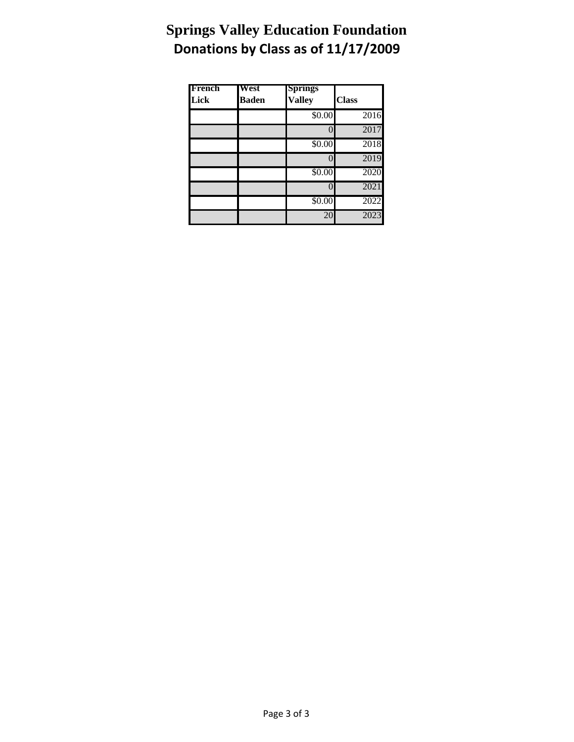# Springs Valley Education Foundation

## Donations by Class as of 11/17/2009

| French Lick | West Baden | Springs Valley | Class |
|---|---|---|---|
| | | $0.00 | 2016 |
| | | 0 | 2017 |
| | | $0.00 | 2018 |
| | | 0 | 2019 |
| | | $0.00 | 2020 |
| | | 0 | 2021 |
| | | $0.00 | 2022 |
| | | 20 | 2023 |